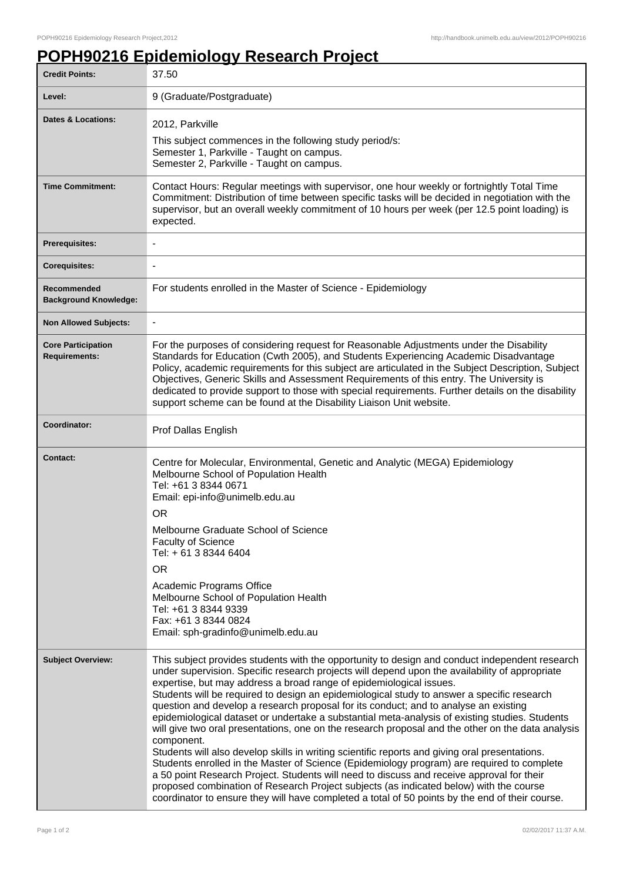# POPH90216 Epidemiology Research Project

| | |
|---|---|
| **Credit Points:** | 37.50 |
| **Level:** | 9 (Graduate/Postgraduate) |
| **Dates & Locations:** | 2012, Parkville<br>This subject commences in the following study period/s:<br>Semester 1, Parkville - Taught on campus.<br>Semester 2, Parkville - Taught on campus. |
| **Time Commitment:** | Contact Hours: Regular meetings with supervisor, one hour weekly or fortnightly Total Time Commitment: Distribution of time between specific tasks will be decided in negotiation with the supervisor, but an overall weekly commitment of 10 hours per week (per 12.5 point loading) is expected. |
| **Prerequisites:** | - |
| **Corequisites:** | - |
| **Recommended Background Knowledge:** | For students enrolled in the Master of Science - Epidemiology |
| **Non Allowed Subjects:** | - |
| **Core Participation Requirements:** | For the purposes of considering request for Reasonable Adjustments under the Disability Standards for Education (Cwth 2005), and Students Experiencing Academic Disadvantage Policy, academic requirements for this subject are articulated in the Subject Description, Subject Objectives, Generic Skills and Assessment Requirements of this entry. The University is dedicated to provide support to those with special requirements. Further details on the disability support scheme can be found at the Disability Liaison Unit website. |
| **Coordinator:** | Prof Dallas English |
| **Contact:** | Centre for Molecular, Environmental, Genetic and Analytic (MEGA) Epidemiology<br>Melbourne School of Population Health<br>Tel: +61 3 8344 0671<br>Email: epi-info@unimelb.edu.au<br>OR<br>Melbourne Graduate School of Science<br>Faculty of Science<br>Tel: + 61 3 8344 6404<br>OR<br>Academic Programs Office<br>Melbourne School of Population Health<br>Tel: +61 3 8344 9339<br>Fax: +61 3 8344 0824<br>Email: sph-gradinfo@unimelb.edu.au |
| **Subject Overview:** | This subject provides students with the opportunity to design and conduct independent research under supervision. Specific research projects will depend upon the availability of appropriate expertise, but may address a broad range of epidemiological issues.<br>Students will be required to design an epidemiological study to answer a specific research question and develop a research proposal for its conduct; and to analyse an existing epidemiological dataset or undertake a substantial meta-analysis of existing studies. Students will give two oral presentations, one on the research proposal and the other on the data analysis component.<br>Students will also develop skills in writing scientific reports and giving oral presentations. Students enrolled in the Master of Science (Epidemiology program) are required to complete a 50 point Research Project. Students will need to discuss and receive approval for their proposed combination of Research Project subjects (as indicated below) with the course coordinator to ensure they will have completed a total of 50 points by the end of their course. |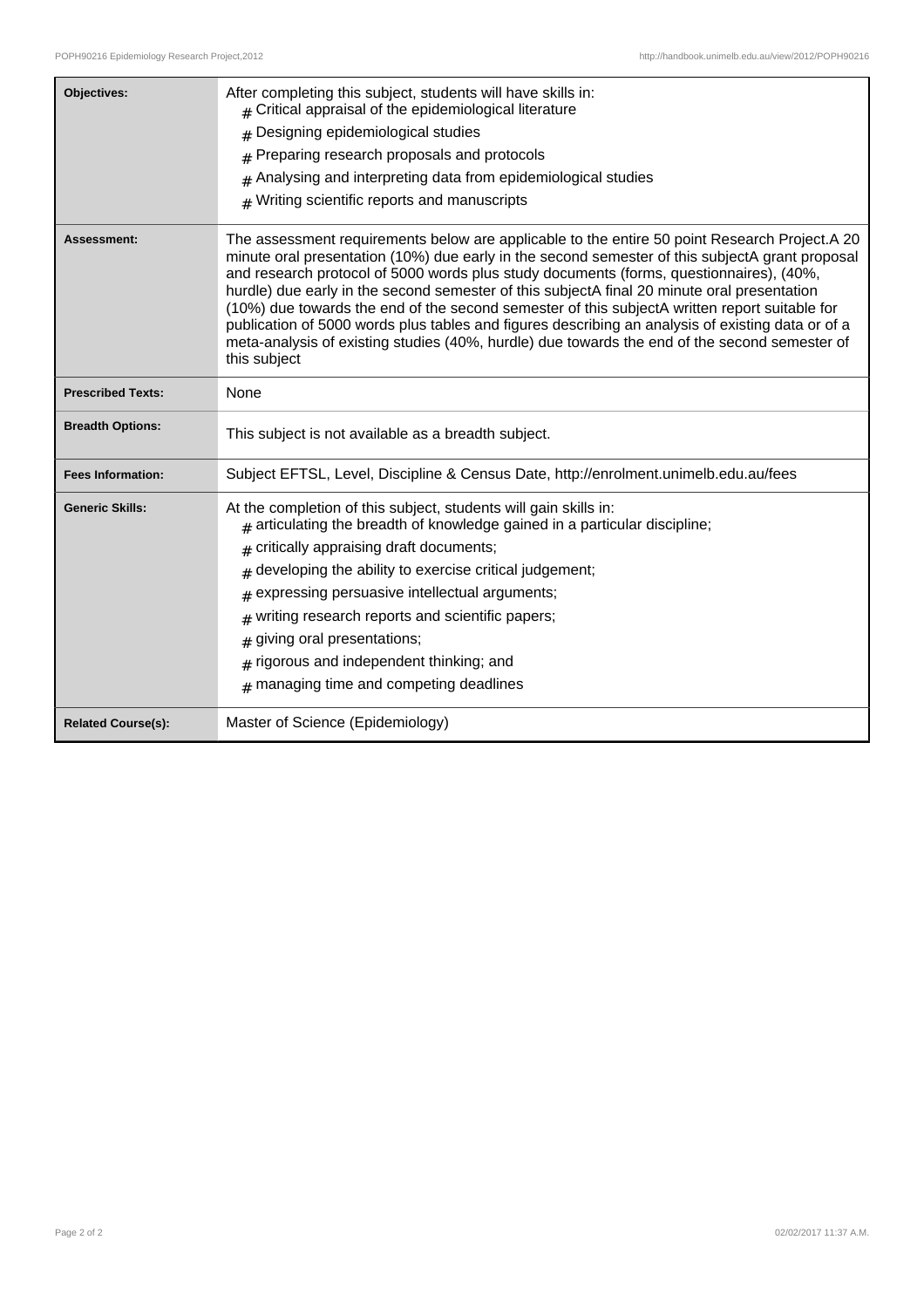| | |
|---|---|
| **Objectives:** | After completing this subject, students will have skills in:<br># Critical appraisal of the epidemiological literature<br># Designing epidemiological studies<br># Preparing research proposals and protocols<br># Analysing and interpreting data from epidemiological studies<br># Writing scientific reports and manuscripts |
| **Assessment:** | The assessment requirements below are applicable to the entire 50 point Research Project.A 20 minute oral presentation (10%) due early in the second semester of this subjectA grant proposal and research protocol of 5000 words plus study documents (forms, questionnaires), (40%, hurdle) due early in the second semester of this subjectA final 20 minute oral presentation (10%) due towards the end of the second semester of this subjectA written report suitable for publication of 5000 words plus tables and figures describing an analysis of existing data or of a meta-analysis of existing studies (40%, hurdle) due towards the end of the second semester of this subject |
| **Prescribed Texts:** | None |
| **Breadth Options:** | This subject is not available as a breadth subject. |
| **Fees Information:** | Subject EFTSL, Level, Discipline & Census Date, http://enrolment.unimelb.edu.au/fees |
| **Generic Skills:** | At the completion of this subject, students will gain skills in:<br># articulating the breadth of knowledge gained in a particular discipline;<br># critically appraising draft documents;<br># developing the ability to exercise critical judgement;<br># expressing persuasive intellectual arguments;<br># writing research reports and scientific papers;<br># giving oral presentations;<br># rigorous and independent thinking; and<br># managing time and competing deadlines |
| **Related Course(s):** | Master of Science (Epidemiology) |